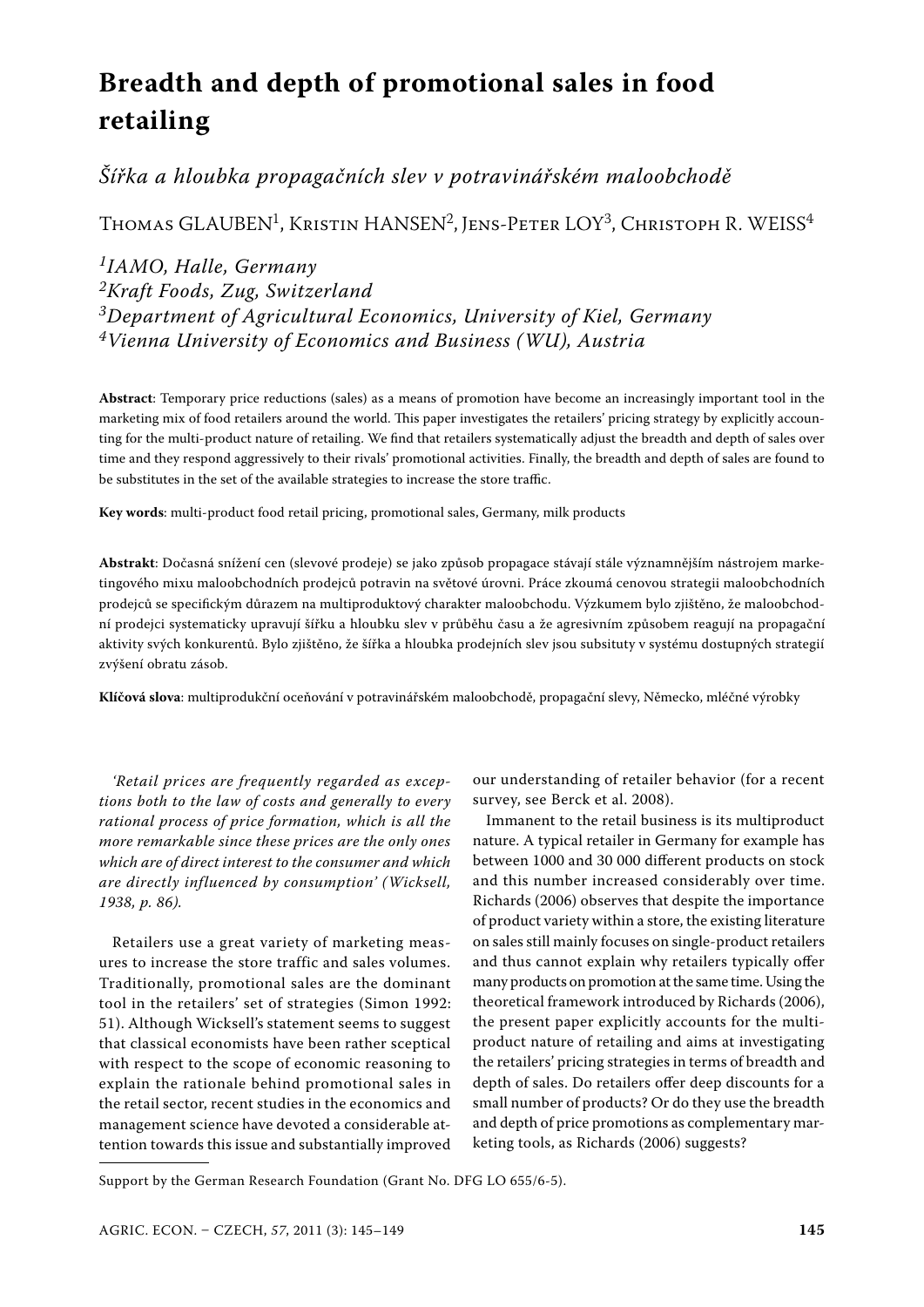# Breadth and depth of promotional sales in food retailing

*Šířka a hloubka propagačních slev v potravinářském maloobchodě*

Thomas GLAUBEN[1], Kristin HANSEN[2], Jens-Peter LOY[3], Christoph R. WEISS[4]

*[1]IAMO, Halle, Germany*
*[2]Kraft Foods, Zug, Switzerland*
*[3]Department of Agricultural Economics, University of Kiel, Germany*
*[4]Vienna University of Economics and Business (WU), Austria*

**Abstract**: Temporary price reductions (sales) as a means of promotion have become an increasingly important tool in the marketing mix of food retailers around the world. This paper investigates the retailers' pricing strategy by explicitly accounting for the multi-product nature of retailing. We find that retailers systematically adjust the breadth and depth of sales over time and they respond aggressively to their rivals' promotional activities. Finally, the breadth and depth of sales are found to be substitutes in the set of the available strategies to increase the store traffic.

**Key words**: multi-product food retail pricing, promotional sales, Germany, milk products

**Abstrakt**: Dočasná snížení cen (slevové prodeje) se jako způsob propagace stávají stále významnějším nástrojem marketingového mixu maloobchodních prodejců potravin na světové úrovni. Práce zkoumá cenovou strategii maloobchodních prodejců se specifickým důrazem na multiproduktový charakter maloobchodu. Výzkumem bylo zjištěno, že maloobchodní prodejci systematicky upravují šířku a hloubku slev v průběhu času a že agresivním způsobem reagují na propagační aktivity svých konkurentů. Bylo zjištěno, že šířka a hloubka prodejních slev jsou subsituty v systému dostupných strategií zvýšení obratu zásob.

**Klíčová slova**: multiprodukční oceňování v potravinářském maloobchodě, propagační slevy, Německo, mléčné výrobky

*'Retail prices are frequently regarded as exceptions both to the law of costs and generally to every rational process of price formation, which is all the more remarkable since these prices are the only ones which are of direct interest to the consumer and which are directly influenced by consumption' (Wicksell, 1938, p. 86).*

Retailers use a great variety of marketing measures to increase the store traffic and sales volumes. Traditionally, promotional sales are the dominant tool in the retailers' set of strategies (Simon 1992: 51). Although Wicksell's statement seems to suggest that classical economists have been rather sceptical with respect to the scope of economic reasoning to explain the rationale behind promotional sales in the retail sector, recent studies in the economics and management science have devoted a considerable attention towards this issue and substantially improved our understanding of retailer behavior (for a recent survey, see Berck et al. 2008).

Immanent to the retail business is its multiproduct nature. A typical retailer in Germany for example has between 1000 and 30 000 different products on stock and this number increased considerably over time. Richards (2006) observes that despite the importance of product variety within a store, the existing literature on sales still mainly focuses on single-product retailers and thus cannot explain why retailers typically offer many products on promotion at the same time. Using the theoretical framework introduced by Richards (2006), the present paper explicitly accounts for the multiproduct nature of retailing and aims at investigating the retailers' pricing strategies in terms of breadth and depth of sales. Do retailers offer deep discounts for a small number of products? Or do they use the breadth and depth of price promotions as complementary marketing tools, as Richards (2006) suggests?

Support by the German Research Foundation (Grant No. DFG LO 655/6-5).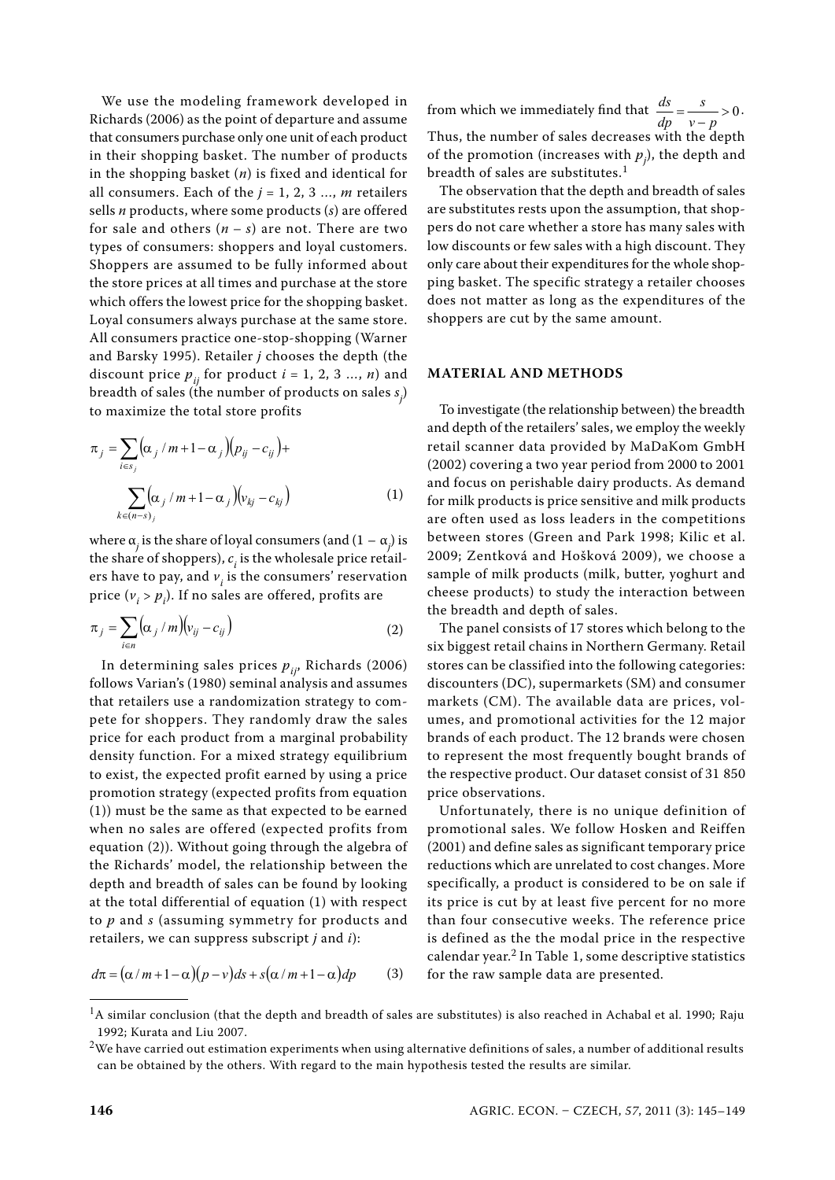We use the modeling framework developed in Richards (2006) as the point of departure and assume that consumers purchase only one unit of each product in their shopping basket. The number of products in the shopping basket ($n$) is fixed and identical for all consumers. Each of the $j = 1, 2, 3 \ldots, m$ retailers sells $n$ products, where some products ($s$) are offered for sale and others ($n - s$) are not. There are two types of consumers: shoppers and loyal customers. Shoppers are assumed to be fully informed about the store prices at all times and purchase at the store which offers the lowest price for the shopping basket. Loyal consumers always purchase at the same store. All consumers practice one-stop-shopping (Warner and Barsky 1995). Retailer $j$ chooses the depth (the discount price $p_{ij}$ for product $i = 1, 2, 3 \ldots, n$) and breadth of sales (the number of products on sales $s_j$) to maximize the total store profits

$$\pi_j = \sum_{i \in s_j} \left(\alpha_j / m + 1 - \alpha_j\right)\left(p_{ij} - c_{ij}\right) + \sum_{k \in (n-s)_j} \left(\alpha_j / m + 1 - \alpha_j\right)\left(v_{kj} - c_{kj}\right) \quad (1)$$

where $\alpha_j$ is the share of loyal consumers (and $(1 - \alpha_j)$ is the share of shoppers), $c_i$ is the wholesale price retailers have to pay, and $v_i$ is the consumers' reservation price ($v_i > p_i$). If no sales are offered, profits are

$$\pi_j = \sum_{i \in n} \left(\alpha_j / m\right)\left(v_{ij} - c_{ij}\right) \quad (2)$$

In determining sales prices $p_{ij}$, Richards (2006) follows Varian's (1980) seminal analysis and assumes that retailers use a randomization strategy to compete for shoppers. They randomly draw the sales price for each product from a marginal probability density function. For a mixed strategy equilibrium to exist, the expected profit earned by using a price promotion strategy (expected profits from equation (1)) must be the same as that expected to be earned when no sales are offered (expected profits from equation (2)). Without going through the algebra of the Richards' model, the relationship between the depth and breadth of sales can be found by looking at the total differential of equation (1) with respect to $p$ and $s$ (assuming symmetry for products and retailers, we can suppress subscript $j$ and $i$):

$$d\pi = \left(\alpha / m + 1 - \alpha\right)\left(p - v\right)ds + s\left(\alpha / m + 1 - \alpha\right)dp \quad (3)$$

from which we immediately find that $\frac{ds}{dp} = \frac{s}{v - p} > 0$. Thus, the number of sales decreases with the depth of the promotion (increases with $p_j$), the depth and breadth of sales are substitutes.[1]

The observation that the depth and breadth of sales are substitutes rests upon the assumption, that shoppers do not care whether a store has many sales with low discounts or few sales with a high discount. They only care about their expenditures for the whole shopping basket. The specific strategy a retailer chooses does not matter as long as the expenditures of the shoppers are cut by the same amount.

## MATERIAL AND METHODS

To investigate (the relationship between) the breadth and depth of the retailers' sales, we employ the weekly retail scanner data provided by MaDaKom GmbH (2002) covering a two year period from 2000 to 2001 and focus on perishable dairy products. As demand for milk products is price sensitive and milk products are often used as loss leaders in the competitions between stores (Green and Park 1998; Kilic et al. 2009; Zentková and Hošková 2009), we choose a sample of milk products (milk, butter, yoghurt and cheese products) to study the interaction between the breadth and depth of sales.

The panel consists of 17 stores which belong to the six biggest retail chains in Northern Germany. Retail stores can be classified into the following categories: discounters (DC), supermarkets (SM) and consumer markets (CM). The available data are prices, volumes, and promotional activities for the 12 major brands of each product. The 12 brands were chosen to represent the most frequently bought brands of the respective product. Our dataset consist of 31 850 price observations.

Unfortunately, there is no unique definition of promotional sales. We follow Hosken and Reiffen (2001) and define sales as significant temporary price reductions which are unrelated to cost changes. More specifically, a product is considered to be on sale if its price is cut by at least five percent for no more than four consecutive weeks. The reference price is defined as the the modal price in the respective calendar year.[2] In Table 1, some descriptive statistics for the raw sample data are presented.

---

[1]A similar conclusion (that the depth and breadth of sales are substitutes) is also reached in Achabal et al. 1990; Raju 1992; Kurata and Liu 2007.

[2]We have carried out estimation experiments when using alternative definitions of sales, a number of additional results can be obtained by the others. With regard to the main hypothesis tested the results are similar.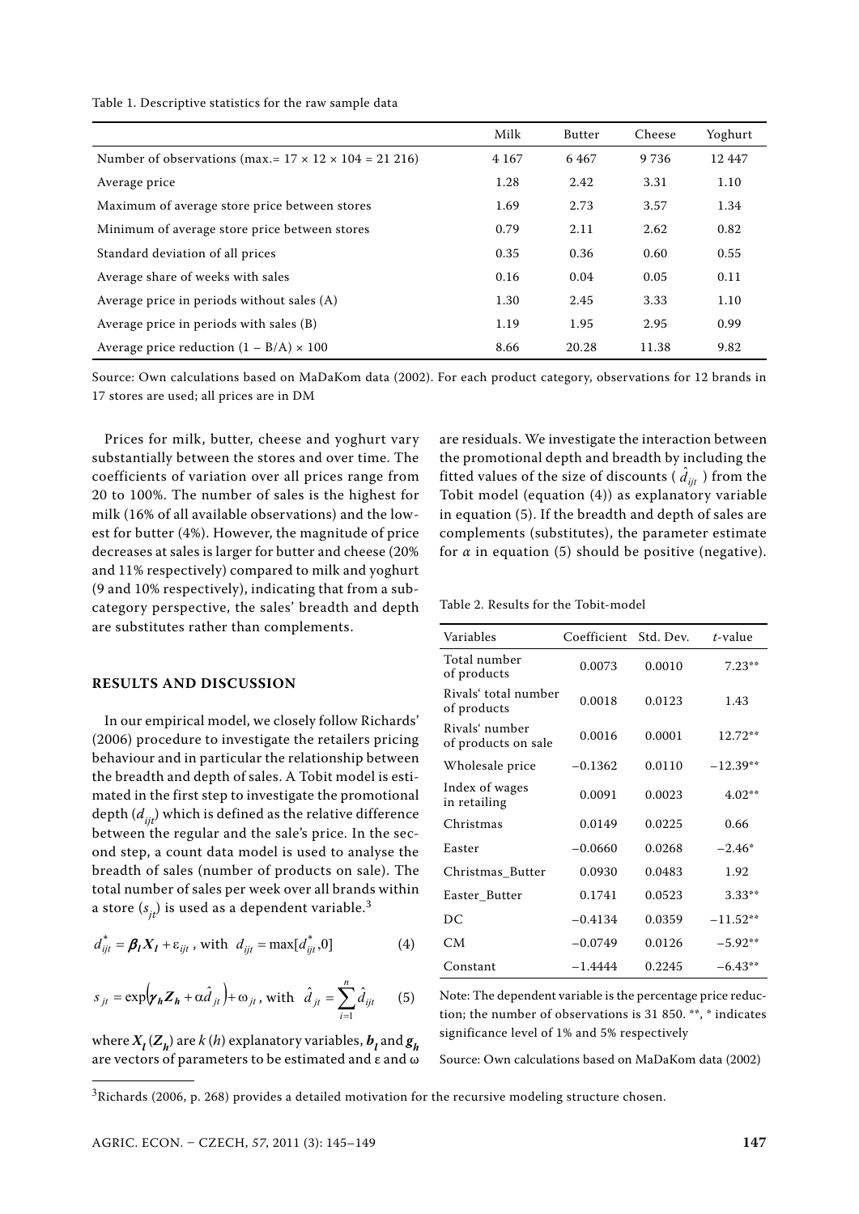Table 1. Descriptive statistics for the raw sample data

| | Milk | Butter | Cheese | Yoghurt |
|---|---|---|---|---|
| Number of observations (max.= 17 × 12 × 104 = 21 216) | 4 167 | 6 467 | 9 736 | 12 447 |
| Average price | 1.28 | 2.42 | 3.31 | 1.10 |
| Maximum of average store price between stores | 1.69 | 2.73 | 3.57 | 1.34 |
| Minimum of average store price between stores | 0.79 | 2.11 | 2.62 | 0.82 |
| Standard deviation of all prices | 0.35 | 0.36 | 0.60 | 0.55 |
| Average share of weeks with sales | 0.16 | 0.04 | 0.05 | 0.11 |
| Average price in periods without sales (A) | 1.30 | 2.45 | 3.33 | 1.10 |
| Average price in periods with sales (B) | 1.19 | 1.95 | 2.95 | 0.99 |
| Average price reduction (1 – B/A) × 100 | 8.66 | 20.28 | 11.38 | 9.82 |

Source: Own calculations based on MaDaKom data (2002). For each product category, observations for 12 brands in 17 stores are used; all prices are in DM

Prices for milk, butter, cheese and yoghurt vary substantially between the stores and over time. The coefficients of variation over all prices range from 20 to 100%. The number of sales is the highest for milk (16% of all available observations) and the lowest for butter (4%). However, the magnitude of price decreases at sales is larger for butter and cheese (20% and 11% respectively) compared to milk and yoghurt (9 and 10% respectively), indicating that from a subcategory perspective, the sales' breadth and depth are substitutes rather than complements.

## RESULTS AND DISCUSSION

In our empirical model, we closely follow Richards' (2006) procedure to investigate the retailers pricing behaviour and in particular the relationship between the breadth and depth of sales. A Tobit model is estimated in the first step to investigate the promotional depth ($d_{ijt}$) which is defined as the relative difference between the regular and the sale's price. In the second step, a count data model is used to analyse the breadth of sales (number of products on sale). The total number of sales per week over all brands within a store ($s_{jt}$) is used as a dependent variable.[3]

$$d^*_{ijt} = \boldsymbol{\beta_l X_l} + \varepsilon_{ijt} \text{, with } d_{ijt} = \max[d^*_{ijt}, 0] \tag{4}$$

$$s_{jt} = \exp\left(\boldsymbol{\gamma_h Z_h} + \alpha \hat{d}_{jt}\right) + \omega_{jt} \text{, with } \hat{d}_{jt} = \sum_{i=1}^{n} \hat{d}_{ijt} \tag{5}$$

where $\boldsymbol{X_l}$ ($\boldsymbol{Z_h}$) are $k$ ($h$) explanatory variables, $\boldsymbol{b_l}$ and $\boldsymbol{g_h}$ are vectors of parameters to be estimated and ε and ω are residuals. We investigate the interaction between the promotional depth and breadth by including the fitted values of the size of discounts ($\hat{d}_{ijt}$) from the Tobit model (equation (4)) as explanatory variable in equation (5). If the breadth and depth of sales are complements (substitutes), the parameter estimate for $\alpha$ in equation (5) should be positive (negative).

Table 2. Results for the Tobit-model

| Variables | Coefficient | Std. Dev. | *t*-value |
|---|---|---|---|
| Total number of products | 0.0073 | 0.0010 | 7.23** |
| Rivals' total number of products | 0.0018 | 0.0123 | 1.43 |
| Rivals' number of products on sale | 0.0016 | 0.0001 | 12.72** |
| Wholesale price | –0.1362 | 0.0110 | –12.39** |
| Index of wages in retailing | 0.0091 | 0.0023 | 4.02** |
| Christmas | 0.0149 | 0.0225 | 0.66 |
| Easter | –0.0660 | 0.0268 | –2.46* |
| Christmas_Butter | 0.0930 | 0.0483 | 1.92 |
| Easter_Butter | 0.1741 | 0.0523 | 3.33** |
| DC | –0.4134 | 0.0359 | –11.52** |
| CM | –0.0749 | 0.0126 | –5.92** |
| Constant | –1.4444 | 0.2245 | –6.43** |

Note: The dependent variable is the percentage price reduction; the number of observations is 31 850. **, * indicates significance level of 1% and 5% respectively

Source: Own calculations based on MaDaKom data (2002)

[3]Richards (2006, p. 268) provides a detailed motivation for the recursive modeling structure chosen.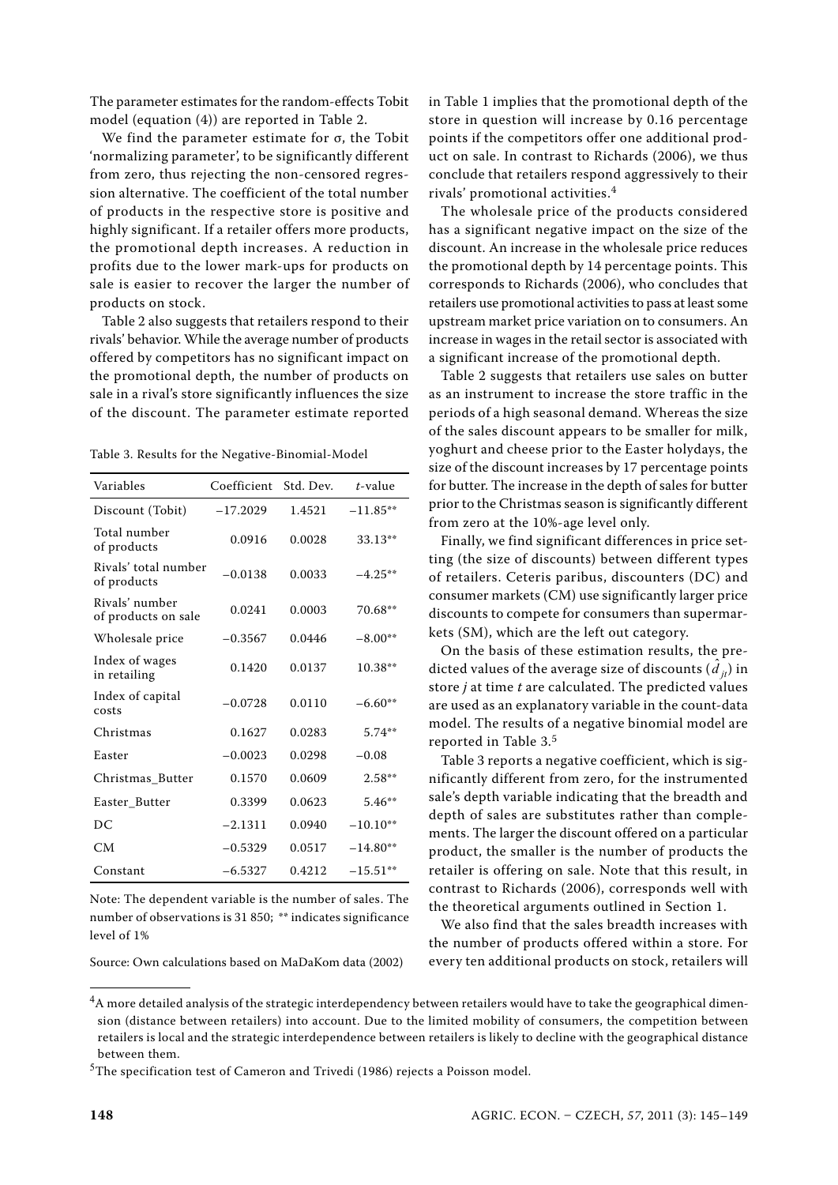The parameter estimates for the random-effects Tobit model (equation (4)) are reported in Table 2.

We find the parameter estimate for σ, the Tobit 'normalizing parameter', to be significantly different from zero, thus rejecting the non-censored regression alternative. The coefficient of the total number of products in the respective store is positive and highly significant. If a retailer offers more products, the promotional depth increases. A reduction in profits due to the lower mark-ups for products on sale is easier to recover the larger the number of products on stock.

Table 2 also suggests that retailers respond to their rivals' behavior. While the average number of products offered by competitors has no significant impact on the promotional depth, the number of products on sale in a rival's store significantly influences the size of the discount. The parameter estimate reported in Table 1 implies that the promotional depth of the store in question will increase by 0.16 percentage points if the competitors offer one additional product on sale. In contrast to Richards (2006), we thus conclude that retailers respond aggressively to their rivals' promotional activities.[4]

The wholesale price of the products considered has a significant negative impact on the size of the discount. An increase in the wholesale price reduces the promotional depth by 14 percentage points. This corresponds to Richards (2006), who concludes that retailers use promotional activities to pass at least some upstream market price variation on to consumers. An increase in wages in the retail sector is associated with a significant increase of the promotional depth.

Table 2 suggests that retailers use sales on butter as an instrument to increase the store traffic in the periods of a high seasonal demand. Whereas the size of the sales discount appears to be smaller for milk, yoghurt and cheese prior to the Easter holydays, the size of the discount increases by 17 percentage points for butter. The increase in the depth of sales for butter prior to the Christmas season is significantly different from zero at the 10%-age level only.

Finally, we find significant differences in price setting (the size of discounts) between different types of retailers. Ceteris paribus, discounters (DC) and consumer markets (CM) use significantly larger price discounts to compete for consumers than supermarkets (SM), which are the left out category.

On the basis of these estimation results, the predicted values of the average size of discounts ($\hat{d}_{jt}$) in store $j$ at time $t$ are calculated. The predicted values are used as an explanatory variable in the count-data model. The results of a negative binomial model are reported in Table 3.[5]

Table 3. Results for the Negative-Binomial-Model

| Variables | Coefficient | Std. Dev. | $t$-value |
|---|---|---|---|
| Discount (Tobit) | −17.2029 | 1.4521 | −11.85** |
| Total number of products | 0.0916 | 0.0028 | 33.13** |
| Rivals' total number of products | −0.0138 | 0.0033 | −4.25** |
| Rivals' number of products on sale | 0.0241 | 0.0003 | 70.68** |
| Wholesale price | −0.3567 | 0.0446 | −8.00** |
| Index of wages in retailing | 0.1420 | 0.0137 | 10.38** |
| Index of capital costs | −0.0728 | 0.0110 | −6.60** |
| Christmas | 0.1627 | 0.0283 | 5.74** |
| Easter | −0.0023 | 0.0298 | −0.08 |
| Christmas_Butter | 0.1570 | 0.0609 | 2.58** |
| Easter_Butter | 0.3399 | 0.0623 | 5.46** |
| DC | −2.1311 | 0.0940 | −10.10** |
| CM | −0.5329 | 0.0517 | −14.80** |
| Constant | −6.5327 | 0.4212 | −15.51** |

Note: The dependent variable is the number of sales. The number of observations is 31 850; ** indicates significance level of 1%

Source: Own calculations based on MaDaKom data (2002)

Table 3 reports a negative coefficient, which is significantly different from zero, for the instrumented sale's depth variable indicating that the breadth and depth of sales are substitutes rather than complements. The larger the discount offered on a particular product, the smaller is the number of products the retailer is offering on sale. Note that this result, in contrast to Richards (2006), corresponds well with the theoretical arguments outlined in Section 1.

We also find that the sales breadth increases with the number of products offered within a store. For every ten additional products on stock, retailers will

[4] A more detailed analysis of the strategic interdependency between retailers would have to take the geographical dimension (distance between retailers) into account. Due to the limited mobility of consumers, the competition between retailers is local and the strategic interdependence between retailers is likely to decline with the geographical distance between them.

[5] The specification test of Cameron and Trivedi (1986) rejects a Poisson model.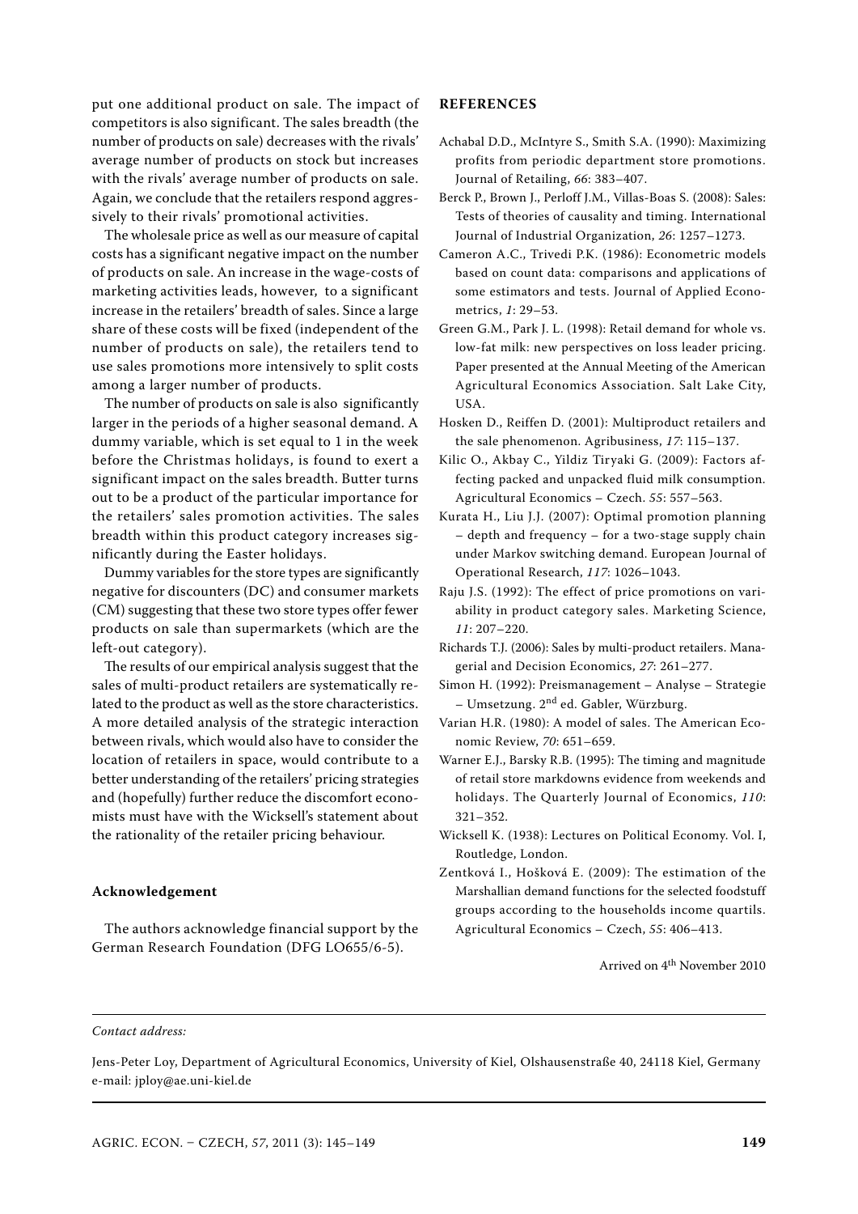put one additional product on sale. The impact of competitors is also significant. The sales breadth (the number of products on sale) decreases with the rivals' average number of products on stock but increases with the rivals' average number of products on sale. Again, we conclude that the retailers respond aggressively to their rivals' promotional activities.

The wholesale price as well as our measure of capital costs has a significant negative impact on the number of products on sale. An increase in the wage-costs of marketing activities leads, however, to a significant increase in the retailers' breadth of sales. Since a large share of these costs will be fixed (independent of the number of products on sale), the retailers tend to use sales promotions more intensively to split costs among a larger number of products.

The number of products on sale is also significantly larger in the periods of a higher seasonal demand. A dummy variable, which is set equal to 1 in the week before the Christmas holidays, is found to exert a significant impact on the sales breadth. Butter turns out to be a product of the particular importance for the retailers' sales promotion activities. The sales breadth within this product category increases significantly during the Easter holidays.

Dummy variables for the store types are significantly negative for discounters (DC) and consumer markets (CM) suggesting that these two store types offer fewer products on sale than supermarkets (which are the left-out category).

The results of our empirical analysis suggest that the sales of multi-product retailers are systematically related to the product as well as the store characteristics. A more detailed analysis of the strategic interaction between rivals, which would also have to consider the location of retailers in space, would contribute to a better understanding of the retailers' pricing strategies and (hopefully) further reduce the discomfort economists must have with the Wicksell's statement about the rationality of the retailer pricing behaviour.

#### Acknowledgement

The authors acknowledge financial support by the German Research Foundation (DFG LO655/6-5).

## REFERENCES

Achabal D.D., McIntyre S., Smith S.A. (1990): Maximizing profits from periodic department store promotions. Journal of Retailing, *66*: 383–407.

Berck P., Brown J., Perloff J.M., Villas-Boas S. (2008): Sales: Tests of theories of causality and timing. International Journal of Industrial Organization, *26*: 1257–1273.

Cameron A.C., Trivedi P.K. (1986): Econometric models based on count data: comparisons and applications of some estimators and tests. Journal of Applied Econometrics, *1*: 29–53.

Green G.M., Park J. L. (1998): Retail demand for whole vs. low-fat milk: new perspectives on loss leader pricing. Paper presented at the Annual Meeting of the American Agricultural Economics Association. Salt Lake City, USA.

Hosken D., Reiffen D. (2001): Multiproduct retailers and the sale phenomenon. Agribusiness, *17*: 115–137.

Kilic O., Akbay C., Yildiz Tiryaki G. (2009): Factors affecting packed and unpacked fluid milk consumption. Agricultural Economics – Czech. *55*: 557–563.

Kurata H., Liu J.J. (2007): Optimal promotion planning – depth and frequency – for a two-stage supply chain under Markov switching demand. European Journal of Operational Research, *117*: 1026–1043.

Raju J.S. (1992): The effect of price promotions on variability in product category sales. Marketing Science, *11*: 207–220.

Richards T.J. (2006): Sales by multi-product retailers. Managerial and Decision Economics, *27*: 261–277.

Simon H. (1992): Preismanagement – Analyse – Strategie – Umsetzung. 2nd ed. Gabler, Würzburg.

Varian H.R. (1980): A model of sales. The American Economic Review, *70*: 651–659.

Warner E.J., Barsky R.B. (1995): The timing and magnitude of retail store markdowns evidence from weekends and holidays. The Quarterly Journal of Economics, *110*: 321–352.

Wicksell K. (1938): Lectures on Political Economy. Vol. I, Routledge, London.

Zentková I., Hošková E. (2009): The estimation of the Marshallian demand functions for the selected foodstuff groups according to the households income quartils. Agricultural Economics – Czech, *55*: 406–413.

Arrived on 4th November 2010

*Contact address:*

Jens-Peter Loy, Department of Agricultural Economics, University of Kiel, Olshausenstraße 40, 24118 Kiel, Germany
e-mail: jploy@ae.uni-kiel.de